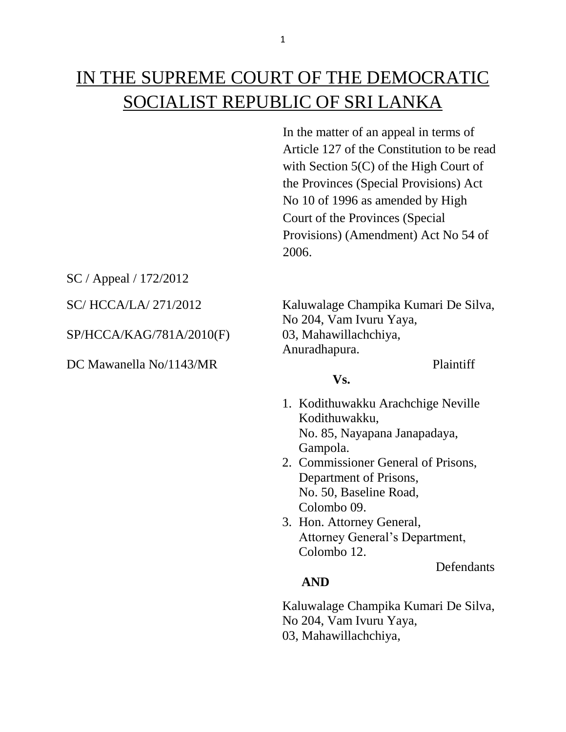# IN THE SUPREME COURT OF THE DEMOCRATIC SOCIALIST REPUBLIC OF SRI LANKA

In the matter of an appeal in terms of Article 127 of the Constitution to be read with Section 5(C) of the High Court of the Provinces (Special Provisions) Act No 10 of 1996 as amended by High Court of the Provinces (Special Provisions) (Amendment) Act No 54 of 2006.

SC / Appeal / 172/2012

SC/ HCCA/LA/ 271/2012

SP/HCCA/KAG/781A/2010(F)

DC Mawanella No/1143/MR

Kaluwalage Champika Kumari De Silva,
No 204, Vam Ivuru Yaya,
03, Mahawillachchiya,
Anuradhapura.

Plaintiff

**Vs.**

1. Kodithuwakku Arachchige Neville Kodithuwakku,
   No. 85, Nayapana Janapadaya,
   Gampola.
2. Commissioner General of Prisons,
   Department of Prisons,
   No. 50, Baseline Road,
   Colombo 09.
3. Hon. Attorney General,
   Attorney General's Department,
   Colombo 12.

Defendants

**AND**

Kaluwalage Champika Kumari De Silva,
No 204, Vam Ivuru Yaya,
03, Mahawillachchiya,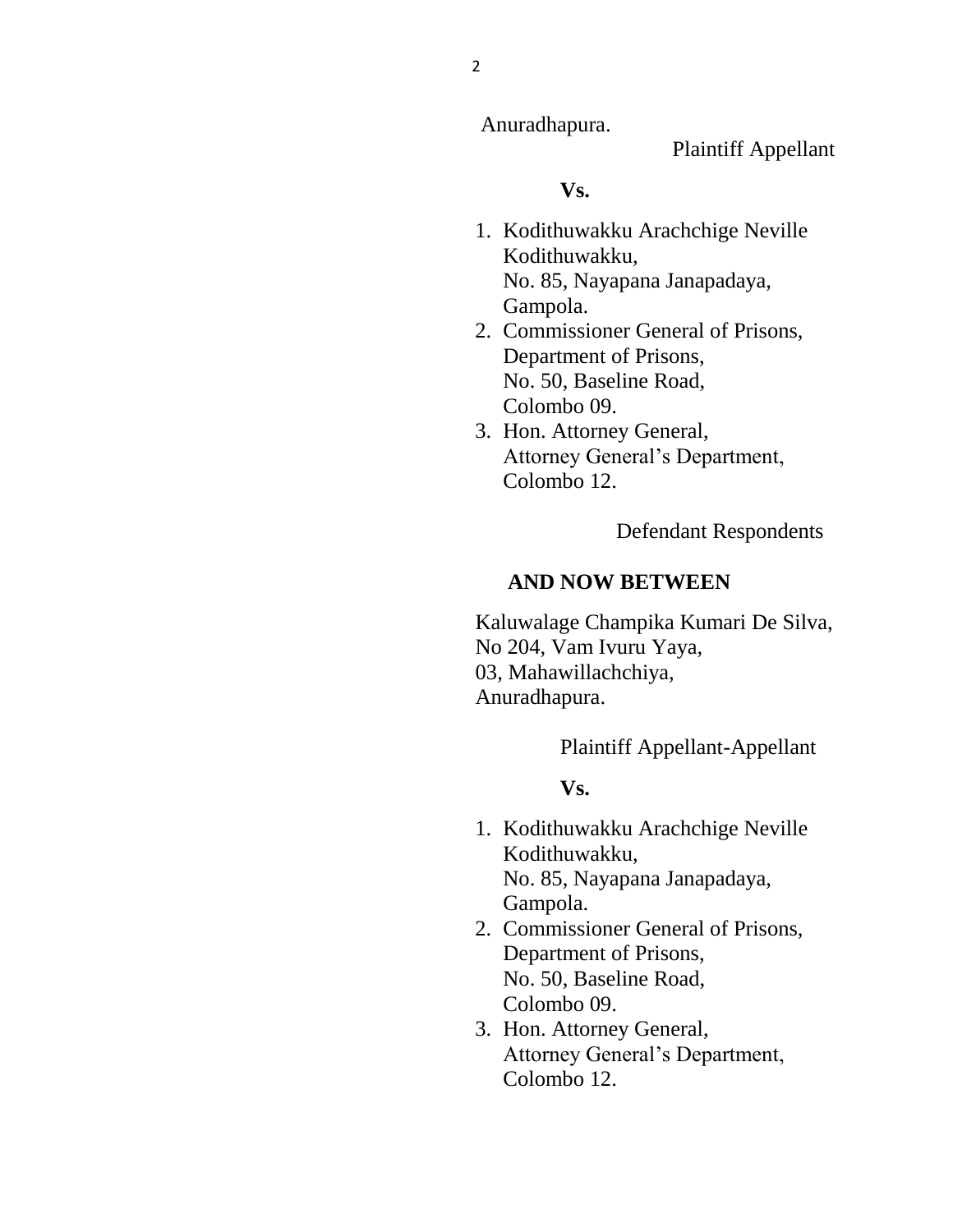Anuradhapura.

Plaintiff Appellant

**Vs.**

1. Kodithuwakku Arachchige Neville Kodithuwakku,
   No. 85, Nayapana Janapadaya,
   Gampola.
2. Commissioner General of Prisons,
   Department of Prisons,
   No. 50, Baseline Road,
   Colombo 09.
3. Hon. Attorney General,
   Attorney General's Department,
   Colombo 12.

Defendant Respondents

**AND NOW BETWEEN**

Kaluwalage Champika Kumari De Silva,
No 204, Vam Ivuru Yaya,
03, Mahawillachchiya,
Anuradhapura.

Plaintiff Appellant-Appellant

**Vs.**

1. Kodithuwakku Arachchige Neville Kodithuwakku,
   No. 85, Nayapana Janapadaya,
   Gampola.
2. Commissioner General of Prisons,
   Department of Prisons,
   No. 50, Baseline Road,
   Colombo 09.
3. Hon. Attorney General,
   Attorney General's Department,
   Colombo 12.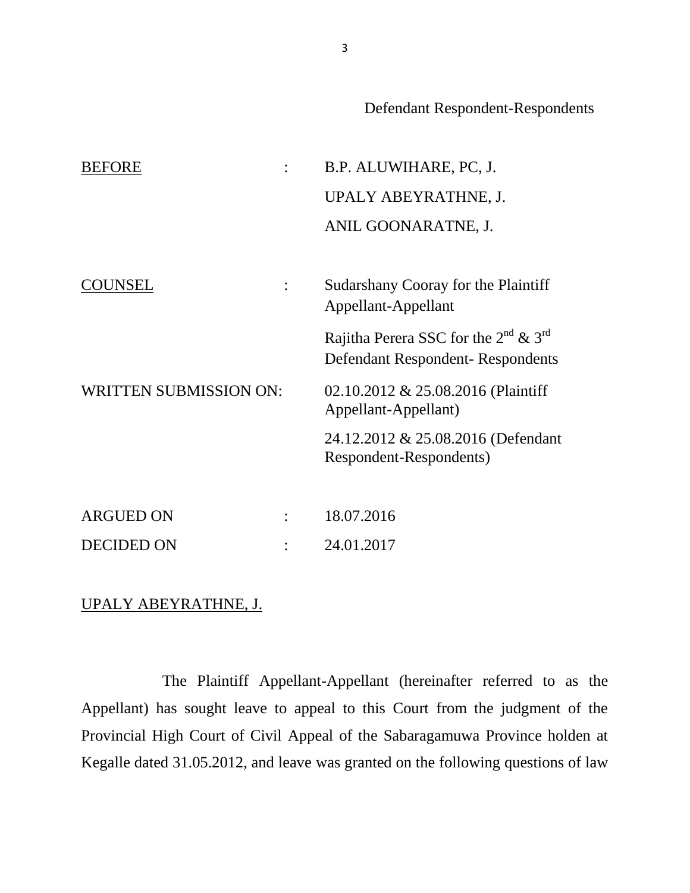Defendant Respondent-Respondents

| | | |
|---|---|---|
| <u>BEFORE</u> | : | B.P. ALUWIHARE, PC, J. |
| | | UPALY ABEYRATHNE, J. |
| | | ANIL GOONARATNE, J. |
| <u>COUNSEL</u> | : | Sudarshany Cooray for the Plaintiff Appellant-Appellant |
| | | Rajitha Perera SSC for the 2nd & 3rd Defendant Respondent- Respondents |
| WRITTEN SUBMISSION ON: | | 02.10.2012 & 25.08.2016 (Plaintiff Appellant-Appellant) |
| | | 24.12.2012 & 25.08.2016 (Defendant Respondent-Respondents) |
| ARGUED ON | : | 18.07.2016 |
| DECIDED ON | : | 24.01.2017 |

<u>UPALY ABEYRATHNE, J.</u>

The Plaintiff Appellant-Appellant (hereinafter referred to as the Appellant) has sought leave to appeal to this Court from the judgment of the Provincial High Court of Civil Appeal of the Sabaragamuwa Province holden at Kegalle dated 31.05.2012, and leave was granted on the following questions of law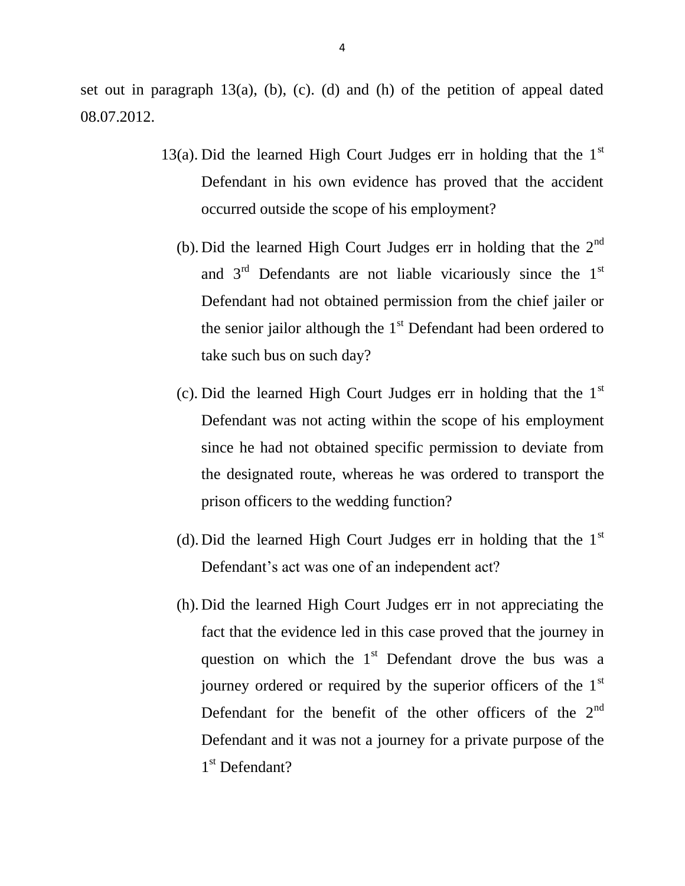set out in paragraph 13(a), (b), (c). (d) and (h) of the petition of appeal dated 08.07.2012.

> 13(a). Did the learned High Court Judges err in holding that the 1st Defendant in his own evidence has proved that the accident occurred outside the scope of his employment?
>
> (b). Did the learned High Court Judges err in holding that the 2nd and 3rd Defendants are not liable vicariously since the 1st Defendant had not obtained permission from the chief jailer or the senior jailor although the 1st Defendant had been ordered to take such bus on such day?
>
> (c). Did the learned High Court Judges err in holding that the 1st Defendant was not acting within the scope of his employment since he had not obtained specific permission to deviate from the designated route, whereas he was ordered to transport the prison officers to the wedding function?
>
> (d). Did the learned High Court Judges err in holding that the 1st Defendant's act was one of an independent act?
>
> (h). Did the learned High Court Judges err in not appreciating the fact that the evidence led in this case proved that the journey in question on which the 1st Defendant drove the bus was a journey ordered or required by the superior officers of the 1st Defendant for the benefit of the other officers of the 2nd Defendant and it was not a journey for a private purpose of the 1st Defendant?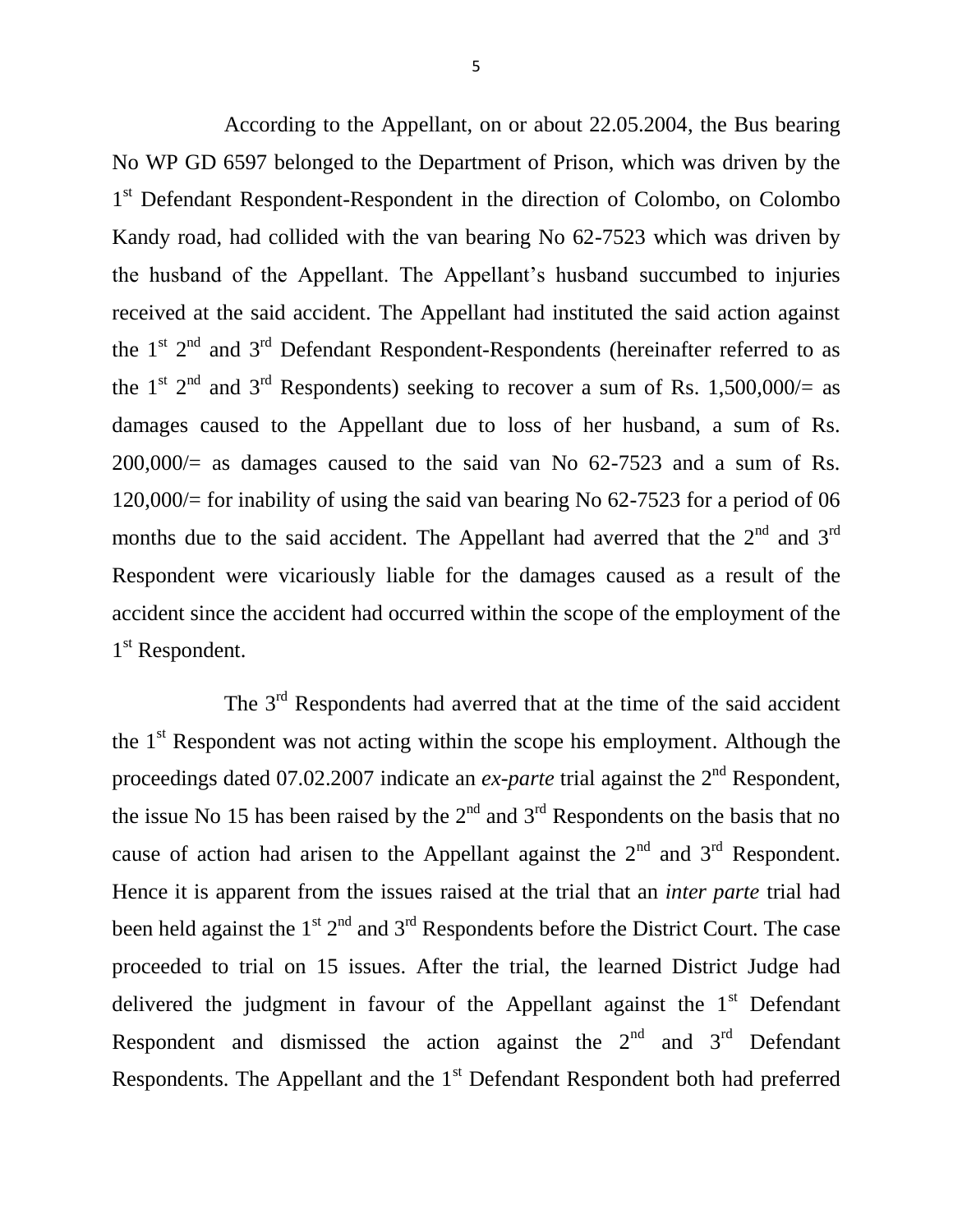According to the Appellant, on or about 22.05.2004, the Bus bearing No WP GD 6597 belonged to the Department of Prison, which was driven by the 1st Defendant Respondent-Respondent in the direction of Colombo, on Colombo Kandy road, had collided with the van bearing No 62-7523 which was driven by the husband of the Appellant. The Appellant's husband succumbed to injuries received at the said accident. The Appellant had instituted the said action against the 1st 2nd and 3rd Defendant Respondent-Respondents (hereinafter referred to as the 1st 2nd and 3rd Respondents) seeking to recover a sum of Rs. 1,500,000/= as damages caused to the Appellant due to loss of her husband, a sum of Rs. 200,000/= as damages caused to the said van No 62-7523 and a sum of Rs. 120,000/= for inability of using the said van bearing No 62-7523 for a period of 06 months due to the said accident. The Appellant had averred that the 2nd and 3rd Respondent were vicariously liable for the damages caused as a result of the accident since the accident had occurred within the scope of the employment of the 1st Respondent.

The 3rd Respondents had averred that at the time of the said accident the 1st Respondent was not acting within the scope his employment. Although the proceedings dated 07.02.2007 indicate an *ex-parte* trial against the 2nd Respondent, the issue No 15 has been raised by the 2nd and 3rd Respondents on the basis that no cause of action had arisen to the Appellant against the 2nd and 3rd Respondent. Hence it is apparent from the issues raised at the trial that an *inter parte* trial had been held against the 1st 2nd and 3rd Respondents before the District Court. The case proceeded to trial on 15 issues. After the trial, the learned District Judge had delivered the judgment in favour of the Appellant against the 1st Defendant Respondent and dismissed the action against the 2nd and 3rd Defendant Respondents. The Appellant and the 1st Defendant Respondent both had preferred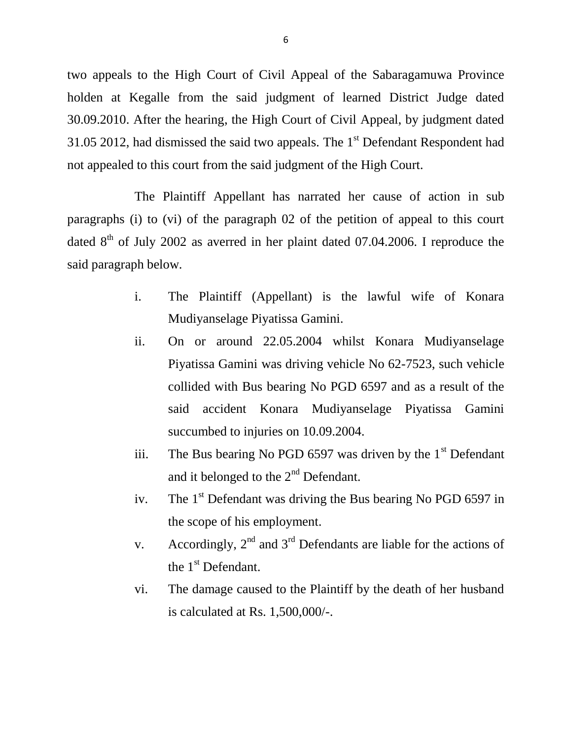two appeals to the High Court of Civil Appeal of the Sabaragamuwa Province holden at Kegalle from the said judgment of learned District Judge dated 30.09.2010. After the hearing, the High Court of Civil Appeal, by judgment dated 31.05 2012, had dismissed the said two appeals. The 1st Defendant Respondent had not appealed to this court from the said judgment of the High Court.

The Plaintiff Appellant has narrated her cause of action in sub paragraphs (i) to (vi) of the paragraph 02 of the petition of appeal to this court dated 8th of July 2002 as averred in her plaint dated 07.04.2006. I reproduce the said paragraph below.

i. The Plaintiff (Appellant) is the lawful wife of Konara Mudiyanselage Piyatissa Gamini.

ii. On or around 22.05.2004 whilst Konara Mudiyanselage Piyatissa Gamini was driving vehicle No 62-7523, such vehicle collided with Bus bearing No PGD 6597 and as a result of the said accident Konara Mudiyanselage Piyatissa Gamini succumbed to injuries on 10.09.2004.

iii. The Bus bearing No PGD 6597 was driven by the 1st Defendant and it belonged to the 2nd Defendant.

iv. The 1st Defendant was driving the Bus bearing No PGD 6597 in the scope of his employment.

v. Accordingly, 2nd and 3rd Defendants are liable for the actions of the 1st Defendant.

vi. The damage caused to the Plaintiff by the death of her husband is calculated at Rs. 1,500,000/-.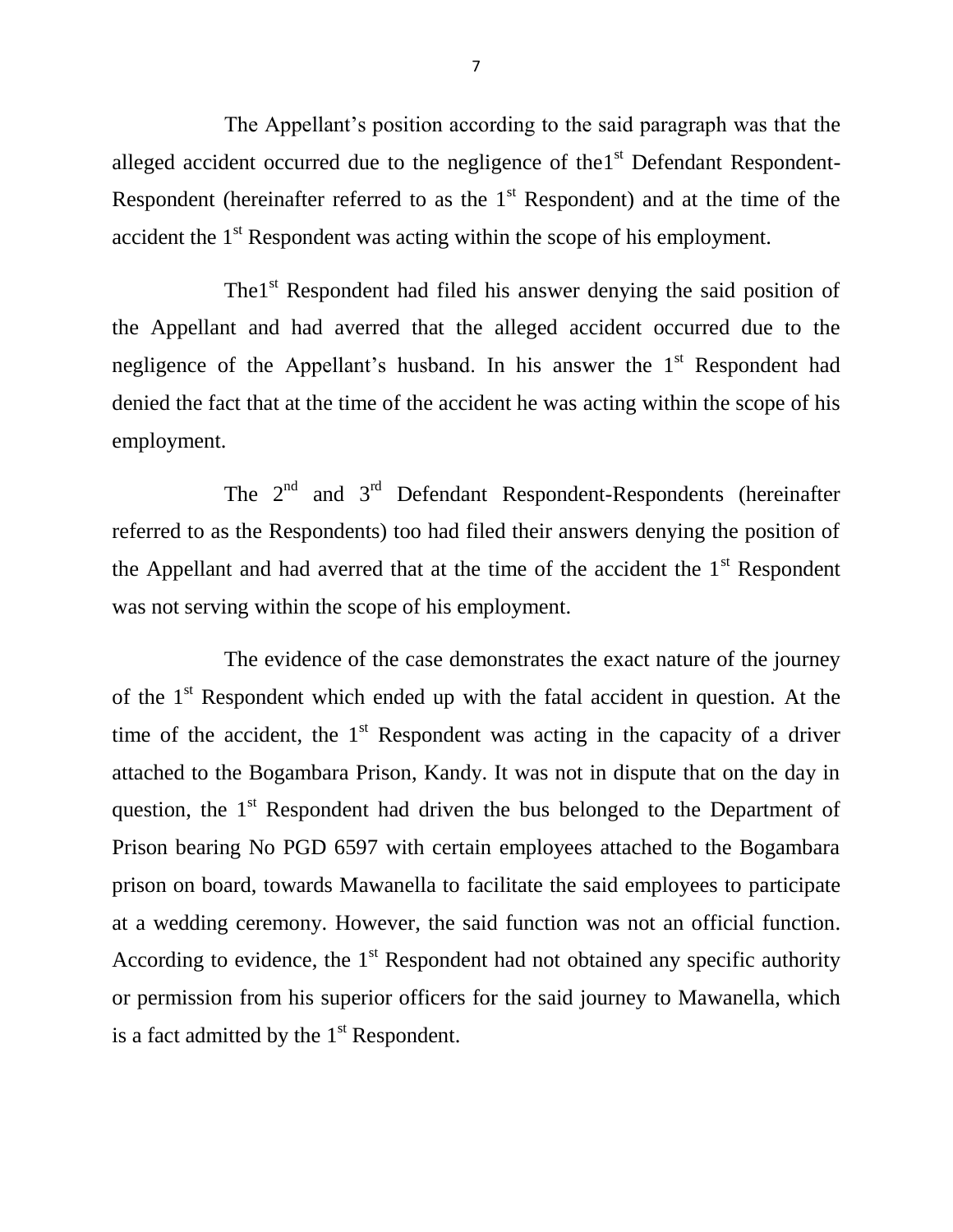The Appellant's position according to the said paragraph was that the alleged accident occurred due to the negligence of the1st Defendant Respondent-Respondent (hereinafter referred to as the 1st Respondent) and at the time of the accident the 1st Respondent was acting within the scope of his employment.

The1st Respondent had filed his answer denying the said position of the Appellant and had averred that the alleged accident occurred due to the negligence of the Appellant's husband. In his answer the 1st Respondent had denied the fact that at the time of the accident he was acting within the scope of his employment.

The 2nd and 3rd Defendant Respondent-Respondents (hereinafter referred to as the Respondents) too had filed their answers denying the position of the Appellant and had averred that at the time of the accident the 1st Respondent was not serving within the scope of his employment.

The evidence of the case demonstrates the exact nature of the journey of the 1st Respondent which ended up with the fatal accident in question. At the time of the accident, the 1st Respondent was acting in the capacity of a driver attached to the Bogambara Prison, Kandy. It was not in dispute that on the day in question, the 1st Respondent had driven the bus belonged to the Department of Prison bearing No PGD 6597 with certain employees attached to the Bogambara prison on board, towards Mawanella to facilitate the said employees to participate at a wedding ceremony. However, the said function was not an official function. According to evidence, the 1st Respondent had not obtained any specific authority or permission from his superior officers for the said journey to Mawanella, which is a fact admitted by the 1st Respondent.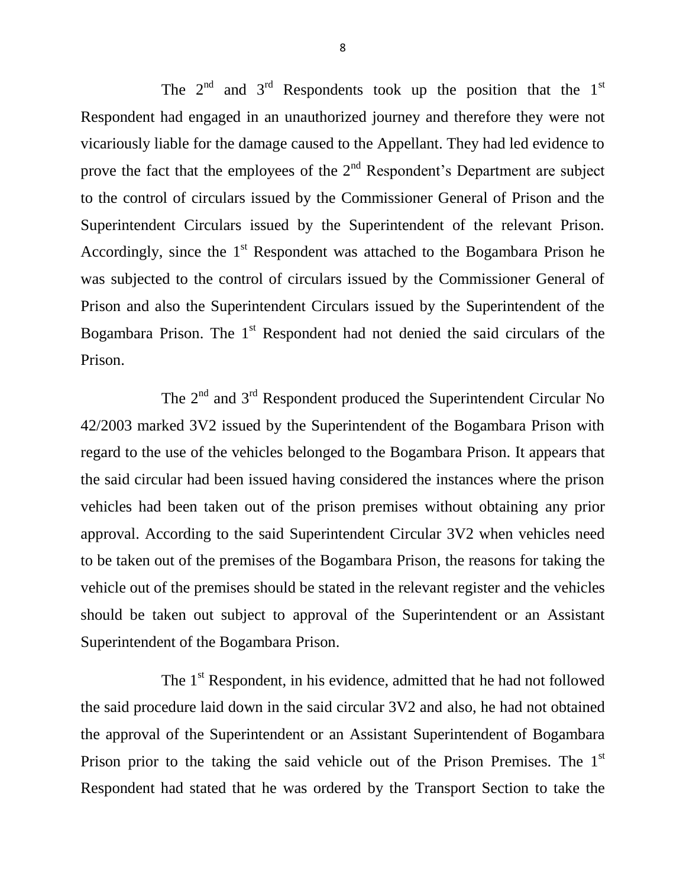The 2nd and 3rd Respondents took up the position that the 1st Respondent had engaged in an unauthorized journey and therefore they were not vicariously liable for the damage caused to the Appellant. They had led evidence to prove the fact that the employees of the 2nd Respondent's Department are subject to the control of circulars issued by the Commissioner General of Prison and the Superintendent Circulars issued by the Superintendent of the relevant Prison. Accordingly, since the 1st Respondent was attached to the Bogambara Prison he was subjected to the control of circulars issued by the Commissioner General of Prison and also the Superintendent Circulars issued by the Superintendent of the Bogambara Prison. The 1st Respondent had not denied the said circulars of the Prison.

The 2nd and 3rd Respondent produced the Superintendent Circular No 42/2003 marked 3V2 issued by the Superintendent of the Bogambara Prison with regard to the use of the vehicles belonged to the Bogambara Prison. It appears that the said circular had been issued having considered the instances where the prison vehicles had been taken out of the prison premises without obtaining any prior approval. According to the said Superintendent Circular 3V2 when vehicles need to be taken out of the premises of the Bogambara Prison, the reasons for taking the vehicle out of the premises should be stated in the relevant register and the vehicles should be taken out subject to approval of the Superintendent or an Assistant Superintendent of the Bogambara Prison.

The 1st Respondent, in his evidence, admitted that he had not followed the said procedure laid down in the said circular 3V2 and also, he had not obtained the approval of the Superintendent or an Assistant Superintendent of Bogambara Prison prior to the taking the said vehicle out of the Prison Premises. The 1st Respondent had stated that he was ordered by the Transport Section to take the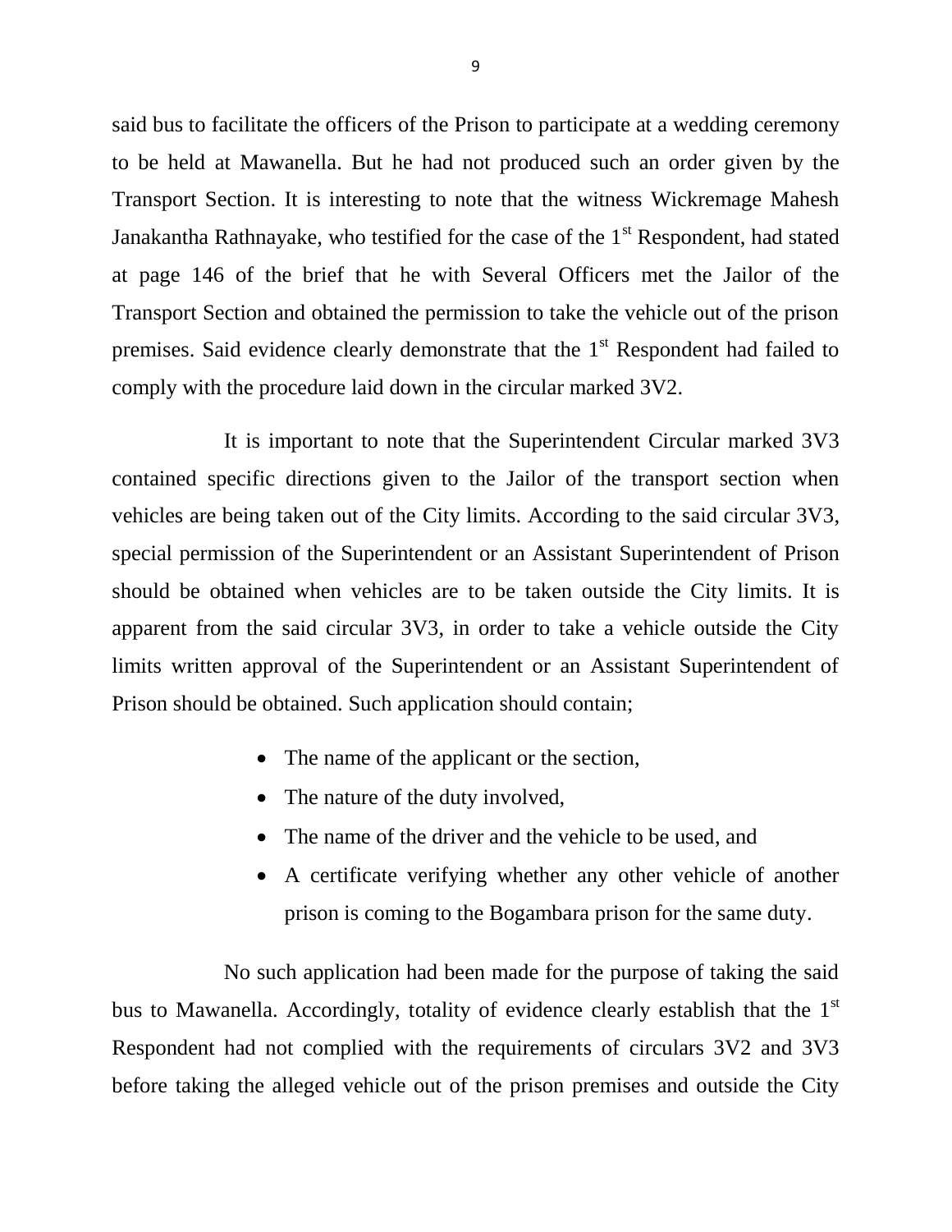said bus to facilitate the officers of the Prison to participate at a wedding ceremony to be held at Mawanella. But he had not produced such an order given by the Transport Section. It is interesting to note that the witness Wickremage Mahesh Janakantha Rathnayake, who testified for the case of the 1st Respondent, had stated at page 146 of the brief that he with Several Officers met the Jailor of the Transport Section and obtained the permission to take the vehicle out of the prison premises. Said evidence clearly demonstrate that the 1st Respondent had failed to comply with the procedure laid down in the circular marked 3V2.

It is important to note that the Superintendent Circular marked 3V3 contained specific directions given to the Jailor of the transport section when vehicles are being taken out of the City limits. According to the said circular 3V3, special permission of the Superintendent or an Assistant Superintendent of Prison should be obtained when vehicles are to be taken outside the City limits. It is apparent from the said circular 3V3, in order to take a vehicle outside the City limits written approval of the Superintendent or an Assistant Superintendent of Prison should be obtained. Such application should contain;

- The name of the applicant or the section,
- The nature of the duty involved,
- The name of the driver and the vehicle to be used, and
- A certificate verifying whether any other vehicle of another prison is coming to the Bogambara prison for the same duty.

No such application had been made for the purpose of taking the said bus to Mawanella. Accordingly, totality of evidence clearly establish that the 1st Respondent had not complied with the requirements of circulars 3V2 and 3V3 before taking the alleged vehicle out of the prison premises and outside the City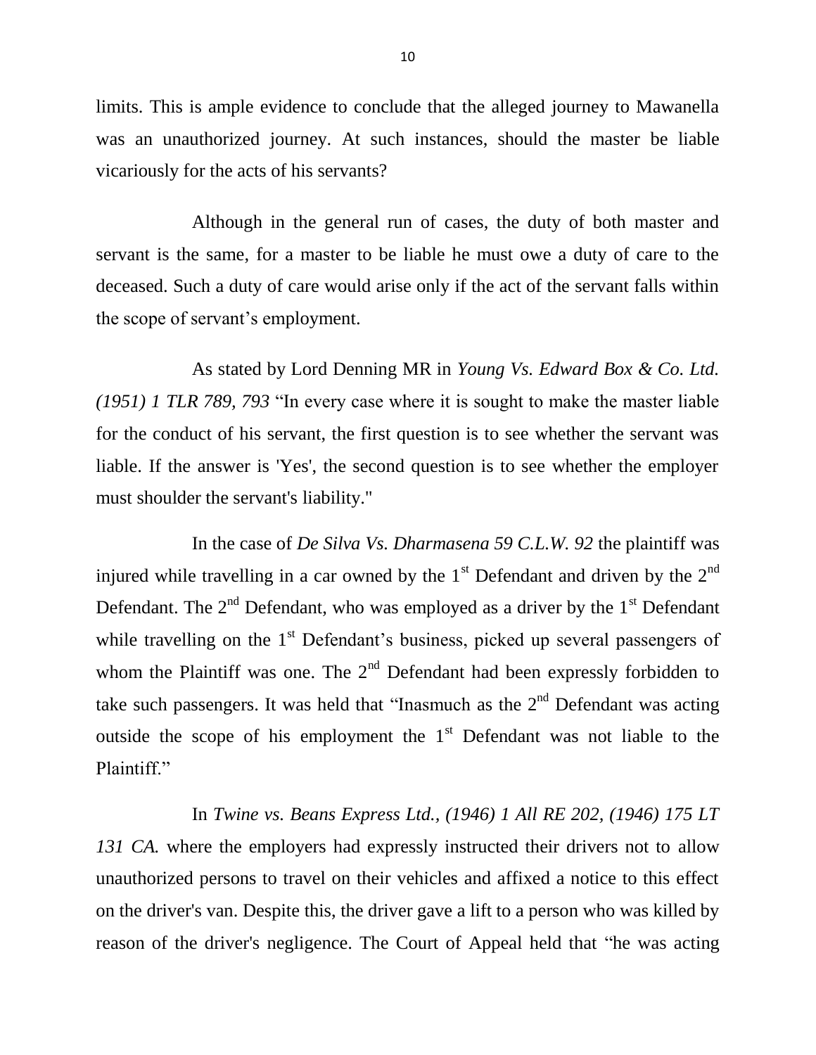limits. This is ample evidence to conclude that the alleged journey to Mawanella was an unauthorized journey. At such instances, should the master be liable vicariously for the acts of his servants?

Although in the general run of cases, the duty of both master and servant is the same, for a master to be liable he must owe a duty of care to the deceased. Such a duty of care would arise only if the act of the servant falls within the scope of servant's employment.

As stated by Lord Denning MR in *Young Vs. Edward Box & Co. Ltd. (1951) 1 TLR 789, 793* "In every case where it is sought to make the master liable for the conduct of his servant, the first question is to see whether the servant was liable. If the answer is 'Yes', the second question is to see whether the employer must shoulder the servant's liability."

In the case of *De Silva Vs. Dharmasena 59 C.L.W. 92* the plaintiff was injured while travelling in a car owned by the 1st Defendant and driven by the 2nd Defendant. The 2nd Defendant, who was employed as a driver by the 1st Defendant while travelling on the 1st Defendant's business, picked up several passengers of whom the Plaintiff was one. The 2nd Defendant had been expressly forbidden to take such passengers. It was held that "Inasmuch as the 2nd Defendant was acting outside the scope of his employment the 1st Defendant was not liable to the Plaintiff."

In *Twine vs. Beans Express Ltd., (1946) 1 All RE 202, (1946) 175 LT 131 CA.* where the employers had expressly instructed their drivers not to allow unauthorized persons to travel on their vehicles and affixed a notice to this effect on the driver's van. Despite this, the driver gave a lift to a person who was killed by reason of the driver's negligence. The Court of Appeal held that "he was acting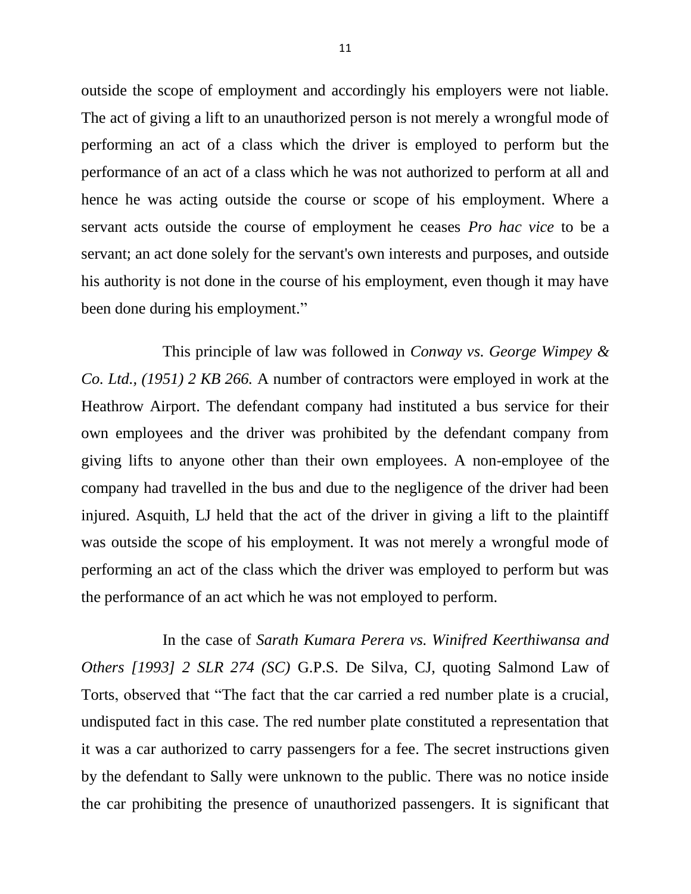outside the scope of employment and accordingly his employers were not liable. The act of giving a lift to an unauthorized person is not merely a wrongful mode of performing an act of a class which the driver is employed to perform but the performance of an act of a class which he was not authorized to perform at all and hence he was acting outside the course or scope of his employment. Where a servant acts outside the course of employment he ceases *Pro hac vice* to be a servant; an act done solely for the servant's own interests and purposes, and outside his authority is not done in the course of his employment, even though it may have been done during his employment."

This principle of law was followed in *Conway vs. George Wimpey & Co. Ltd., (1951) 2 KB 266.* A number of contractors were employed in work at the Heathrow Airport. The defendant company had instituted a bus service for their own employees and the driver was prohibited by the defendant company from giving lifts to anyone other than their own employees. A non-employee of the company had travelled in the bus and due to the negligence of the driver had been injured. Asquith, LJ held that the act of the driver in giving a lift to the plaintiff was outside the scope of his employment. It was not merely a wrongful mode of performing an act of the class which the driver was employed to perform but was the performance of an act which he was not employed to perform.

In the case of *Sarath Kumara Perera vs. Winifred Keerthiwansa and Others [1993] 2 SLR 274 (SC)* G.P.S. De Silva, CJ, quoting Salmond Law of Torts, observed that "The fact that the car carried a red number plate is a crucial, undisputed fact in this case. The red number plate constituted a representation that it was a car authorized to carry passengers for a fee. The secret instructions given by the defendant to Sally were unknown to the public. There was no notice inside the car prohibiting the presence of unauthorized passengers. It is significant that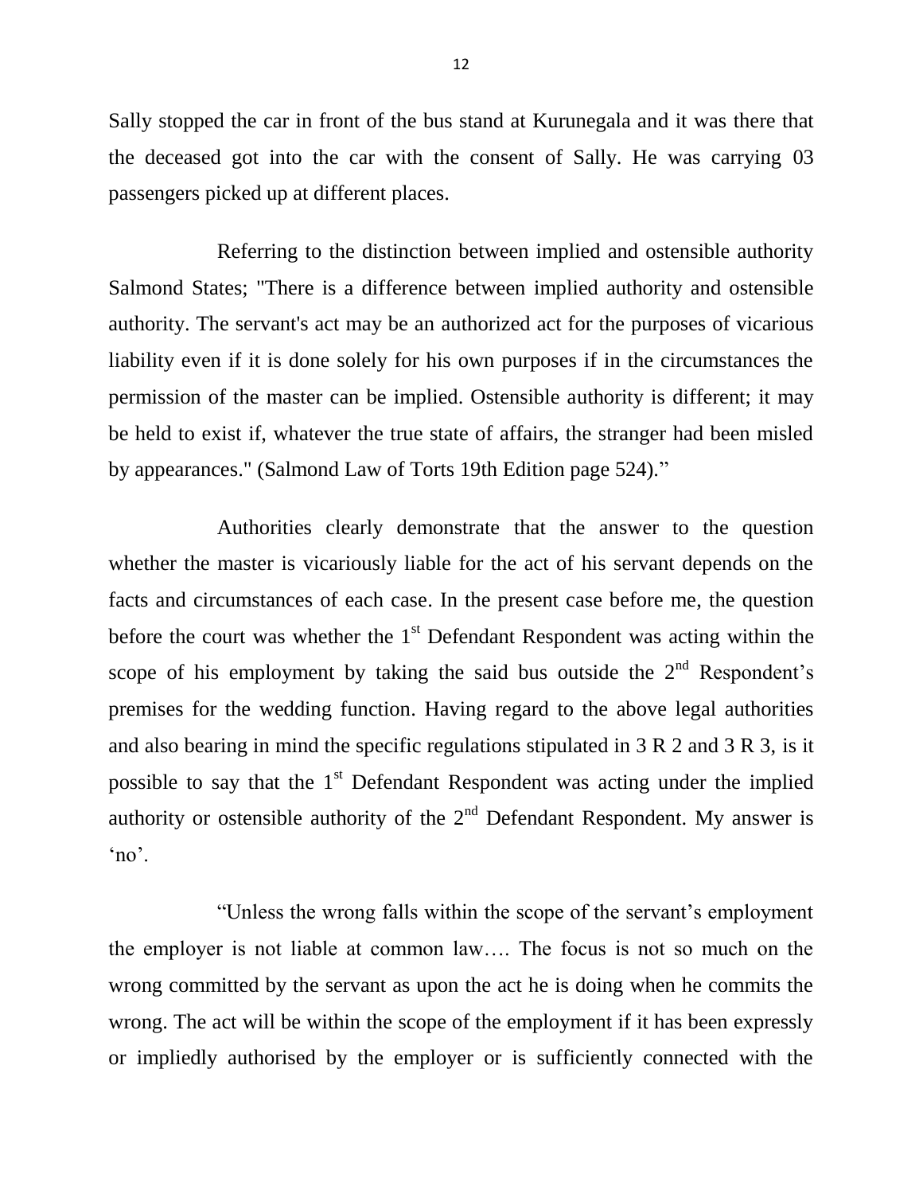Sally stopped the car in front of the bus stand at Kurunegala and it was there that the deceased got into the car with the consent of Sally. He was carrying 03 passengers picked up at different places.

Referring to the distinction between implied and ostensible authority Salmond States; "There is a difference between implied authority and ostensible authority. The servant's act may be an authorized act for the purposes of vicarious liability even if it is done solely for his own purposes if in the circumstances the permission of the master can be implied. Ostensible authority is different; it may be held to exist if, whatever the true state of affairs, the stranger had been misled by appearances." (Salmond Law of Torts 19th Edition page 524)."

Authorities clearly demonstrate that the answer to the question whether the master is vicariously liable for the act of his servant depends on the facts and circumstances of each case. In the present case before me, the question before the court was whether the 1st Defendant Respondent was acting within the scope of his employment by taking the said bus outside the 2nd Respondent's premises for the wedding function. Having regard to the above legal authorities and also bearing in mind the specific regulations stipulated in 3 R 2 and 3 R 3, is it possible to say that the 1st Defendant Respondent was acting under the implied authority or ostensible authority of the 2nd Defendant Respondent. My answer is 'no'.

"Unless the wrong falls within the scope of the servant's employment the employer is not liable at common law…. The focus is not so much on the wrong committed by the servant as upon the act he is doing when he commits the wrong. The act will be within the scope of the employment if it has been expressly or impliedly authorised by the employer or is sufficiently connected with the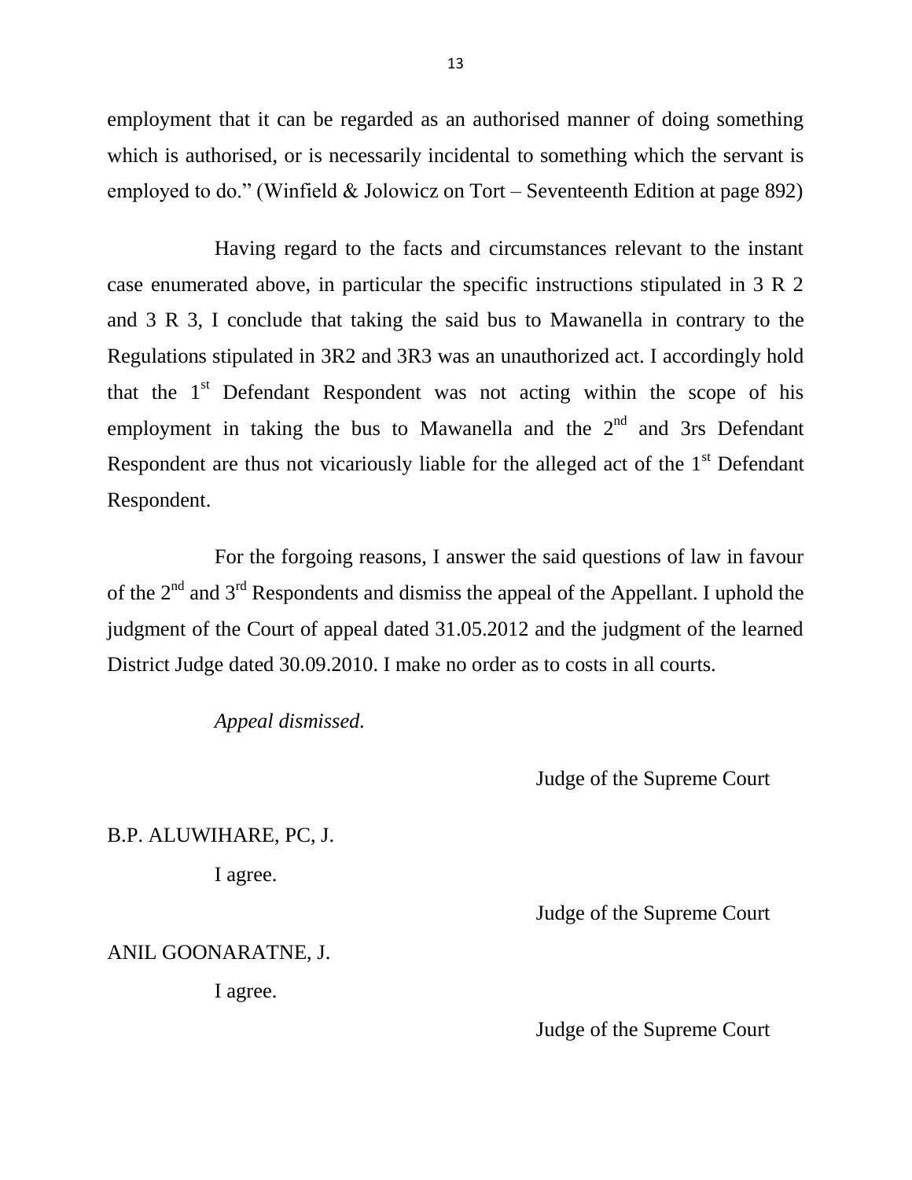employment that it can be regarded as an authorised manner of doing something which is authorised, or is necessarily incidental to something which the servant is employed to do." (Winfield & Jolowicz on Tort – Seventeenth Edition at page 892)

Having regard to the facts and circumstances relevant to the instant case enumerated above, in particular the specific instructions stipulated in 3 R 2 and 3 R 3, I conclude that taking the said bus to Mawanella in contrary to the Regulations stipulated in 3R2 and 3R3 was an unauthorized act. I accordingly hold that the 1st Defendant Respondent was not acting within the scope of his employment in taking the bus to Mawanella and the 2nd and 3rs Defendant Respondent are thus not vicariously liable for the alleged act of the 1st Defendant Respondent.

For the forgoing reasons, I answer the said questions of law in favour of the 2nd and 3rd Respondents and dismiss the appeal of the Appellant. I uphold the judgment of the Court of appeal dated 31.05.2012 and the judgment of the learned District Judge dated 30.09.2010. I make no order as to costs in all courts.

*Appeal dismissed.*

Judge of the Supreme Court

B.P. ALUWIHARE, PC, J.

I agree.

Judge of the Supreme Court

ANIL GOONARATNE, J.

I agree.

Judge of the Supreme Court